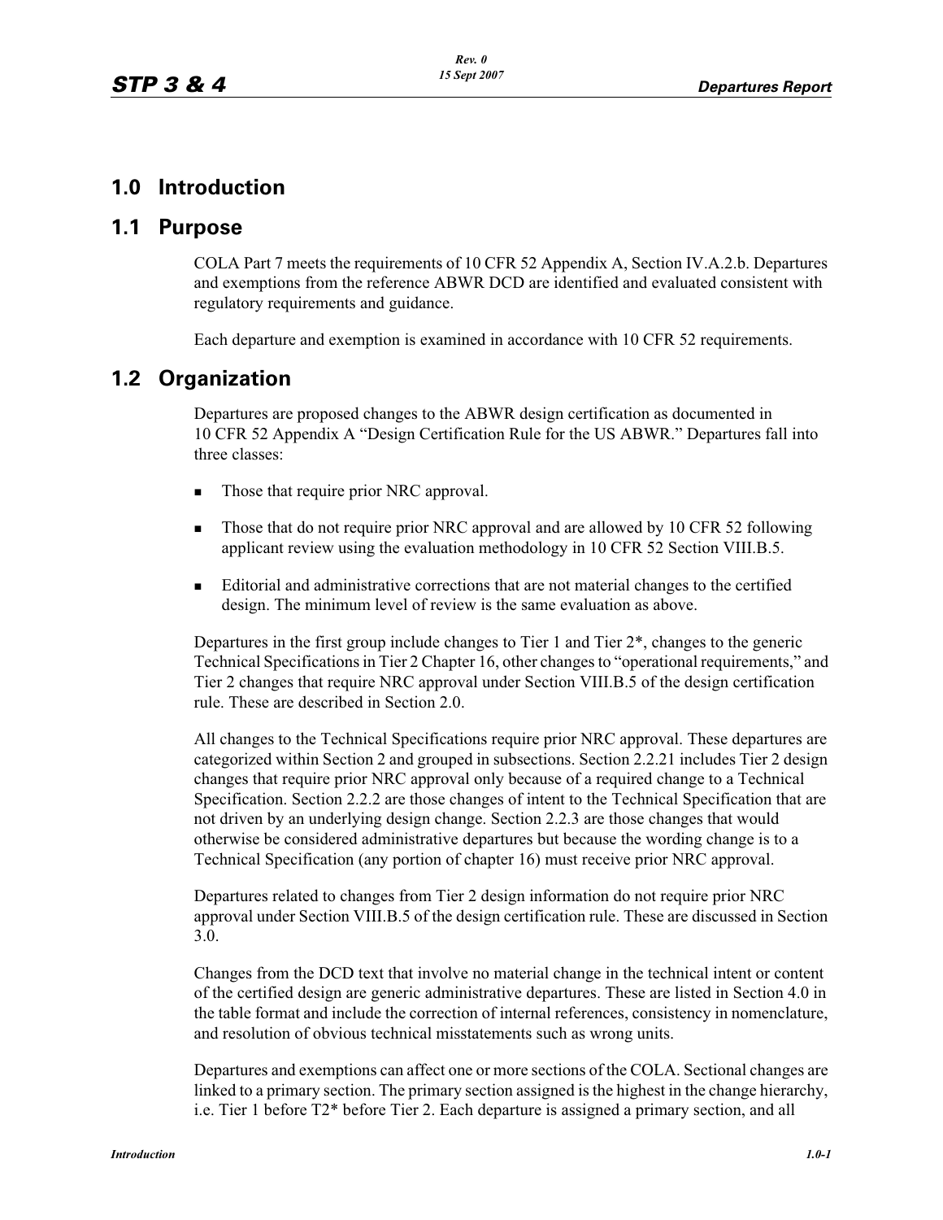# 1.0 Introduction

## 1.1 Purpose

COLA Part 7 meets the requirements of 10 CFR 52 Appendix A, Section IV.A.2.b. Departures and exemptions from the reference ABWR DCD are identified and evaluated consistent with regulatory requirements and guidance.

Each departure and exemption is examined in accordance with 10 CFR 52 requirements.

## 1.2 Organization

Departures are proposed changes to the ABWR design certification as documented in 10 CFR 52 Appendix A "Design Certification Rule for the US ABWR." Departures fall into three classes:

- Those that require prior NRC approval.
- Those that do not require prior NRC approval and are allowed by 10 CFR 52 following applicant review using the evaluation methodology in 10 CFR 52 Section VIII.B.5.
- Editorial and administrative corrections that are not material changes to the certified design. The minimum level of review is the same evaluation as above.

Departures in the first group include changes to Tier 1 and Tier 2*, changes to the generic Technical Specifications in Tier 2 Chapter 16, other changes to "operational requirements," and Tier 2 changes that require NRC approval under Section VIII.B.5 of the design certification rule. These are described in Section 2.0.

All changes to the Technical Specifications require prior NRC approval. These departures are categorized within Section 2 and grouped in subsections. Section 2.2.21 includes Tier 2 design changes that require prior NRC approval only because of a required change to a Technical Specification. Section 2.2.2 are those changes of intent to the Technical Specification that are not driven by an underlying design change. Section 2.2.3 are those changes that would otherwise be considered administrative departures but because the wording change is to a Technical Specification (any portion of chapter 16) must receive prior NRC approval.

Departures related to changes from Tier 2 design information do not require prior NRC approval under Section VIII.B.5 of the design certification rule. These are discussed in Section 3.0.

Changes from the DCD text that involve no material change in the technical intent or content of the certified design are generic administrative departures. These are listed in Section 4.0 in the table format and include the correction of internal references, consistency in nomenclature, and resolution of obvious technical misstatements such as wrong units.

Departures and exemptions can affect one or more sections of the COLA. Sectional changes are linked to a primary section. The primary section assigned is the highest in the change hierarchy, i.e. Tier 1 before T2* before Tier 2. Each departure is assigned a primary section, and all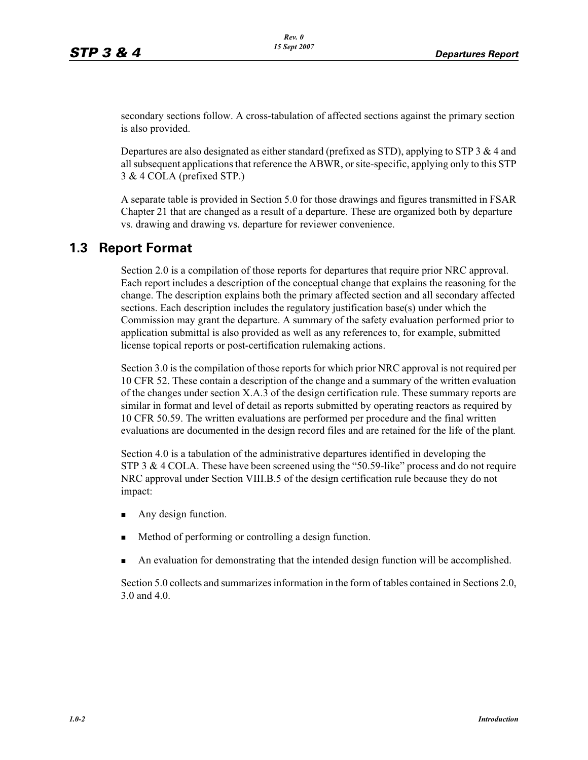secondary sections follow. A cross-tabulation of affected sections against the primary section is also provided.

Departures are also designated as either standard (prefixed as STD), applying to STP 3 & 4 and all subsequent applications that reference the ABWR, or site-specific, applying only to this STP 3 & 4 COLA (prefixed STP.)

A separate table is provided in Section 5.0 for those drawings and figures transmitted in FSAR Chapter 21 that are changed as a result of a departure. These are organized both by departure vs. drawing and drawing vs. departure for reviewer convenience.

## 1.3 Report Format

Section 2.0 is a compilation of those reports for departures that require prior NRC approval. Each report includes a description of the conceptual change that explains the reasoning for the change. The description explains both the primary affected section and all secondary affected sections. Each description includes the regulatory justification base(s) under which the Commission may grant the departure. A summary of the safety evaluation performed prior to application submittal is also provided as well as any references to, for example, submitted license topical reports or post-certification rulemaking actions.

Section 3.0 is the compilation of those reports for which prior NRC approval is not required per 10 CFR 52. These contain a description of the change and a summary of the written evaluation of the changes under section X.A.3 of the design certification rule. These summary reports are similar in format and level of detail as reports submitted by operating reactors as required by 10 CFR 50.59. The written evaluations are performed per procedure and the final written evaluations are documented in the design record files and are retained for the life of the plant.

Section 4.0 is a tabulation of the administrative departures identified in developing the STP 3 & 4 COLA. These have been screened using the "50.59-like" process and do not require NRC approval under Section VIII.B.5 of the design certification rule because they do not impact:

- Any design function.
- Method of performing or controlling a design function.
- An evaluation for demonstrating that the intended design function will be accomplished.

Section 5.0 collects and summarizes information in the form of tables contained in Sections 2.0, 3.0 and 4.0.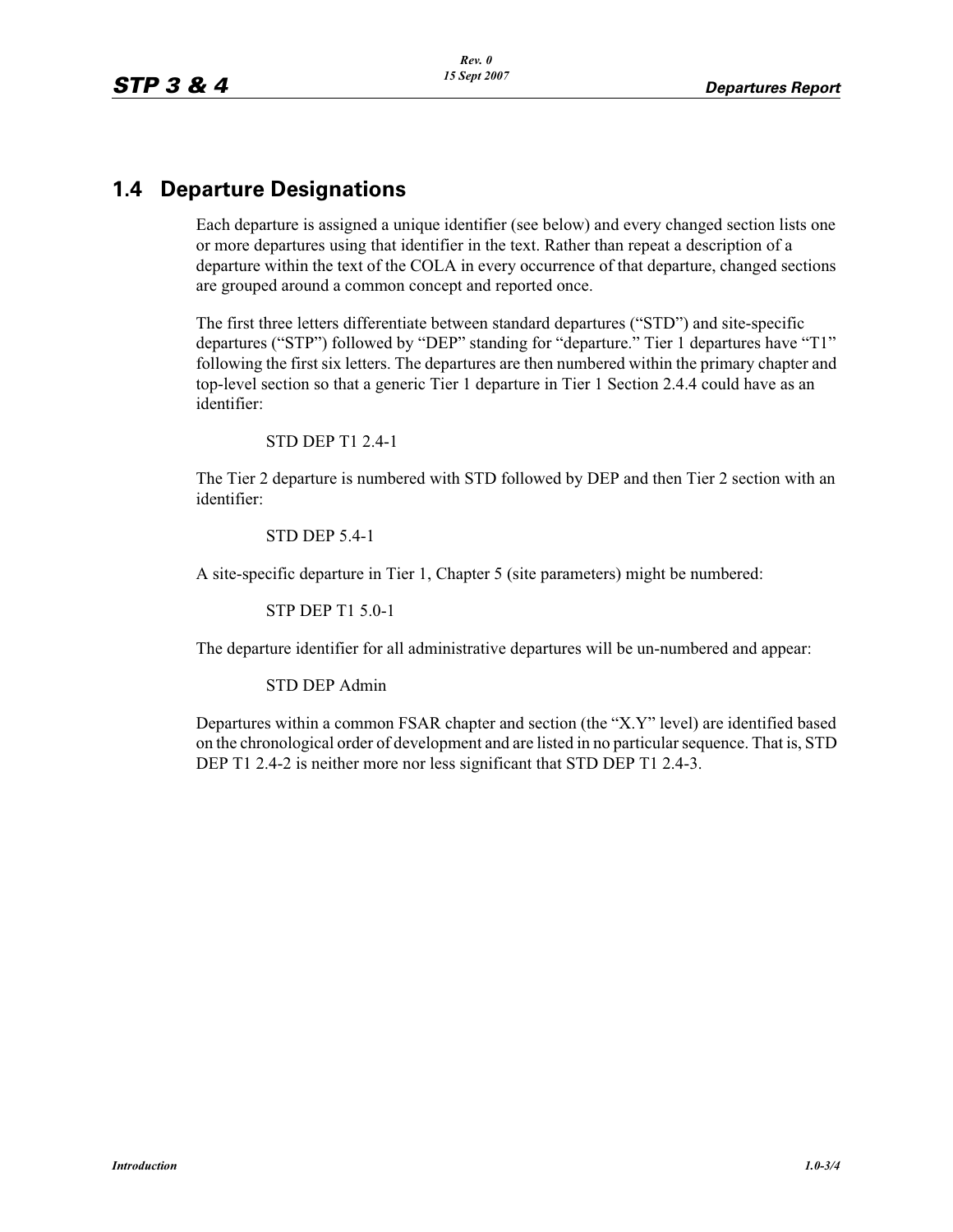## 1.4 Departure Designations

Each departure is assigned a unique identifier (see below) and every changed section lists one or more departures using that identifier in the text. Rather than repeat a description of a departure within the text of the COLA in every occurrence of that departure, changed sections are grouped around a common concept and reported once.

The first three letters differentiate between standard departures ("STD") and site-specific departures ("STP") followed by "DEP" standing for "departure." Tier 1 departures have "T1" following the first six letters. The departures are then numbered within the primary chapter and top-level section so that a generic Tier 1 departure in Tier 1 Section 2.4.4 could have as an identifier:

STD DEP T1 2.4-1

The Tier 2 departure is numbered with STD followed by DEP and then Tier 2 section with an identifier:

STD DEP 5.4-1

A site-specific departure in Tier 1, Chapter 5 (site parameters) might be numbered:

STP DEP T1 5.0-1

The departure identifier for all administrative departures will be un-numbered and appear:

STD DEP Admin

Departures within a common FSAR chapter and section (the "X.Y" level) are identified based on the chronological order of development and are listed in no particular sequence. That is, STD DEP T1 2.4-2 is neither more nor less significant that STD DEP T1 2.4-3.